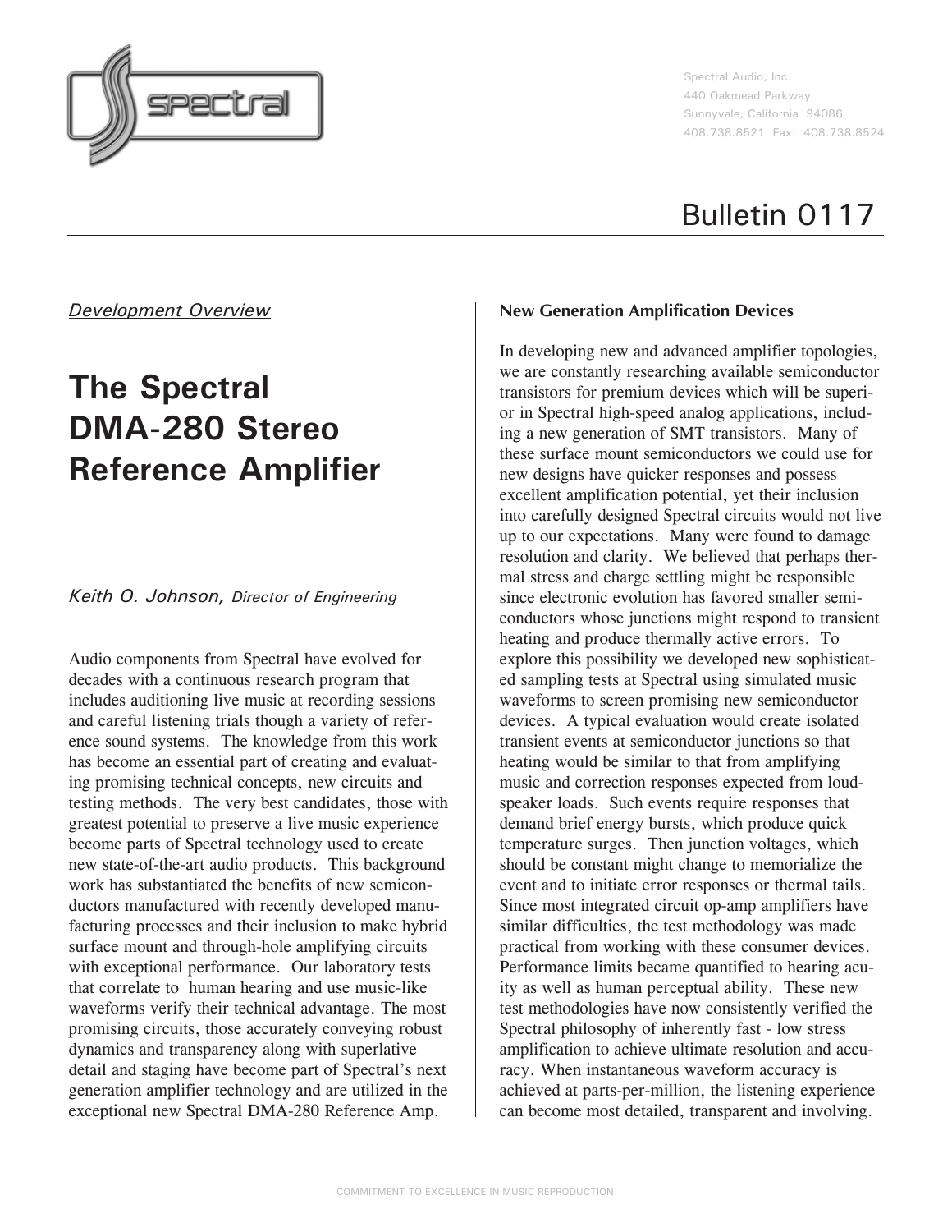Spectral Audio, Inc.
440 Oakmead Parkway
Sunnyvale, California 94086
408.738.8521 Fax: 408.738.8524

# Bulletin 0117

*Development Overview*

# The Spectral DMA-280 Stereo Reference Amplifier

*Keith O. Johnson, Director of Engineering*

Audio components from Spectral have evolved for decades with a continuous research program that includes auditioning live music at recording sessions and careful listening trials though a variety of reference sound systems. The knowledge from this work has become an essential part of creating and evaluating promising technical concepts, new circuits and testing methods. The very best candidates, those with greatest potential to preserve a live music experience become parts of Spectral technology used to create new state-of-the-art audio products. This background work has substantiated the benefits of new semiconductors manufactured with recently developed manufacturing processes and their inclusion to make hybrid surface mount and through-hole amplifying circuits with exceptional performance. Our laboratory tests that correlate to human hearing and use music-like waveforms verify their technical advantage. The most promising circuits, those accurately conveying robust dynamics and transparency along with superlative detail and staging have become part of Spectral's next generation amplifier technology and are utilized in the exceptional new Spectral DMA-280 Reference Amp.

## New Generation Amplification Devices

In developing new and advanced amplifier topologies, we are constantly researching available semiconductor transistors for premium devices which will be superior in Spectral high-speed analog applications, including a new generation of SMT transistors. Many of these surface mount semiconductors we could use for new designs have quicker responses and possess excellent amplification potential, yet their inclusion into carefully designed Spectral circuits would not live up to our expectations. Many were found to damage resolution and clarity. We believed that perhaps thermal stress and charge settling might be responsible since electronic evolution has favored smaller semiconductors whose junctions might respond to transient heating and produce thermally active errors. To explore this possibility we developed new sophisticated sampling tests at Spectral using simulated music waveforms to screen promising new semiconductor devices. A typical evaluation would create isolated transient events at semiconductor junctions so that heating would be similar to that from amplifying music and correction responses expected from loudspeaker loads. Such events require responses that demand brief energy bursts, which produce quick temperature surges. Then junction voltages, which should be constant might change to memorialize the event and to initiate error responses or thermal tails. Since most integrated circuit op-amp amplifiers have similar difficulties, the test methodology was made practical from working with these consumer devices. Performance limits became quantified to hearing acuity as well as human perceptual ability. These new test methodologies have now consistently verified the Spectral philosophy of inherently fast - low stress amplification to achieve ultimate resolution and accuracy. When instantaneous waveform accuracy is achieved at parts-per-million, the listening experience can become most detailed, transparent and involving.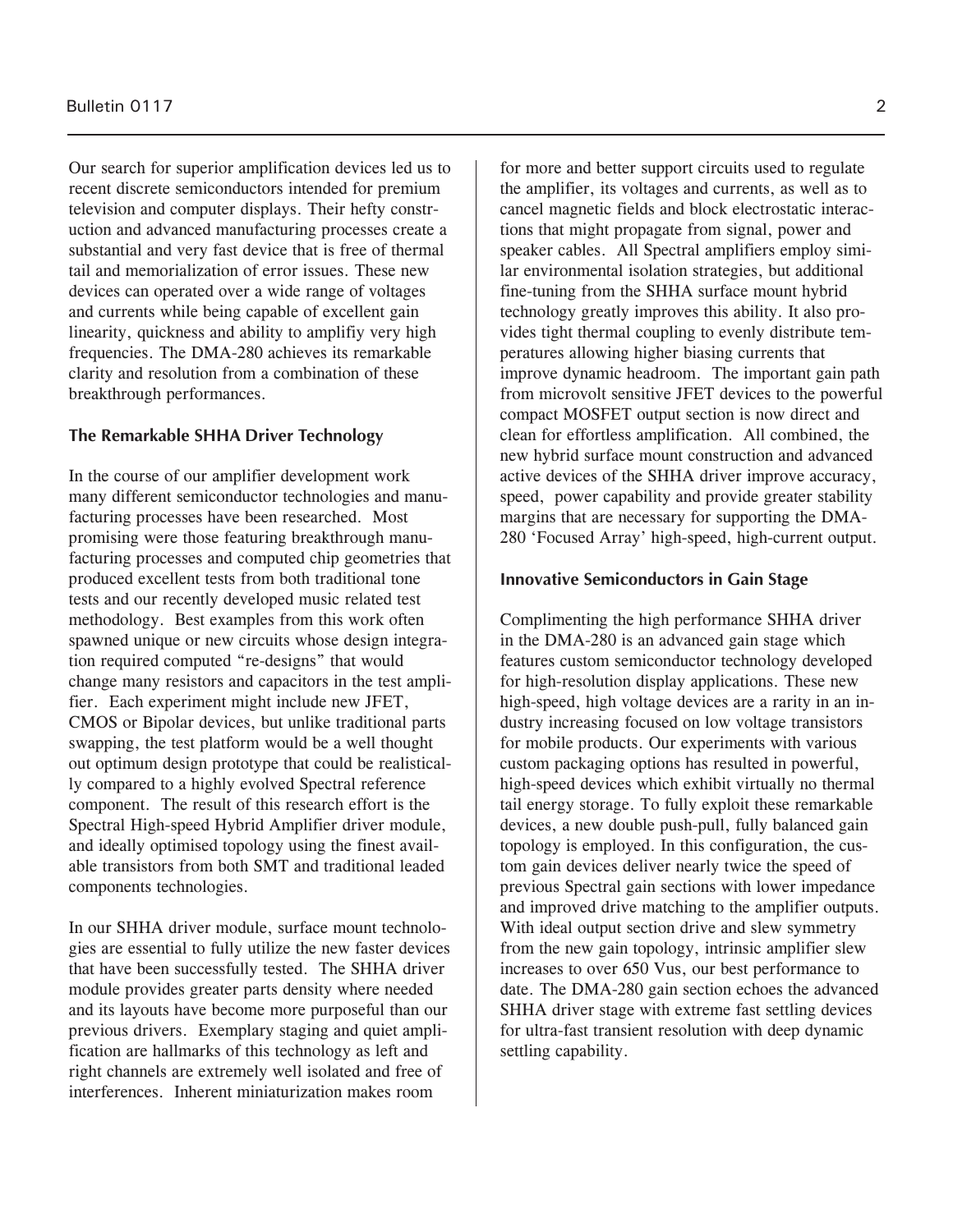Our search for superior amplification devices led us to recent discrete semiconductors intended for premium television and computer displays. Their hefty construction and advanced manufacturing processes create a substantial and very fast device that is free of thermal tail and memorialization of error issues. These new devices can operated over a wide range of voltages and currents while being capable of excellent gain linearity, quickness and ability to amplifiy very high frequencies. The DMA-280 achieves its remarkable clarity and resolution from a combination of these breakthrough performances.

### The Remarkable SHHA Driver Technology

In the course of our amplifier development work many different semiconductor technologies and manufacturing processes have been researched. Most promising were those featuring breakthrough manufacturing processes and computed chip geometries that produced excellent tests from both traditional tone tests and our recently developed music related test methodology. Best examples from this work often spawned unique or new circuits whose design integration required computed "re-designs" that would change many resistors and capacitors in the test amplifier. Each experiment might include new JFET, CMOS or Bipolar devices, but unlike traditional parts swapping, the test platform would be a well thought out optimum design prototype that could be realistically compared to a highly evolved Spectral reference component. The result of this research effort is the Spectral High-speed Hybrid Amplifier driver module, and ideally optimised topology using the finest available transistors from both SMT and traditional leaded components technologies.

In our SHHA driver module, surface mount technologies are essential to fully utilize the new faster devices that have been successfully tested. The SHHA driver module provides greater parts density where needed and its layouts have become more purposeful than our previous drivers. Exemplary staging and quiet amplification are hallmarks of this technology as left and right channels are extremely well isolated and free of interferences. Inherent miniaturization makes room for more and better support circuits used to regulate the amplifier, its voltages and currents, as well as to cancel magnetic fields and block electrostatic interactions that might propagate from signal, power and speaker cables. All Spectral amplifiers employ similar environmental isolation strategies, but additional fine-tuning from the SHHA surface mount hybrid technology greatly improves this ability. It also provides tight thermal coupling to evenly distribute temperatures allowing higher biasing currents that improve dynamic headroom. The important gain path from microvolt sensitive JFET devices to the powerful compact MOSFET output section is now direct and clean for effortless amplification. All combined, the new hybrid surface mount construction and advanced active devices of the SHHA driver improve accuracy, speed, power capability and provide greater stability margins that are necessary for supporting the DMA-280 'Focused Array' high-speed, high-current output.

### Innovative Semiconductors in Gain Stage

Complimenting the high performance SHHA driver in the DMA-280 is an advanced gain stage which features custom semiconductor technology developed for high-resolution display applications. These new high-speed, high voltage devices are a rarity in an industry increasing focused on low voltage transistors for mobile products. Our experiments with various custom packaging options has resulted in powerful, high-speed devices which exhibit virtually no thermal tail energy storage. To fully exploit these remarkable devices, a new double push-pull, fully balanced gain topology is employed. In this configuration, the custom gain devices deliver nearly twice the speed of previous Spectral gain sections with lower impedance and improved drive matching to the amplifier outputs. With ideal output section drive and slew symmetry from the new gain topology, intrinsic amplifier slew increases to over 650 Vus, our best performance to date. The DMA-280 gain section echoes the advanced SHHA driver stage with extreme fast settling devices for ultra-fast transient resolution with deep dynamic settling capability.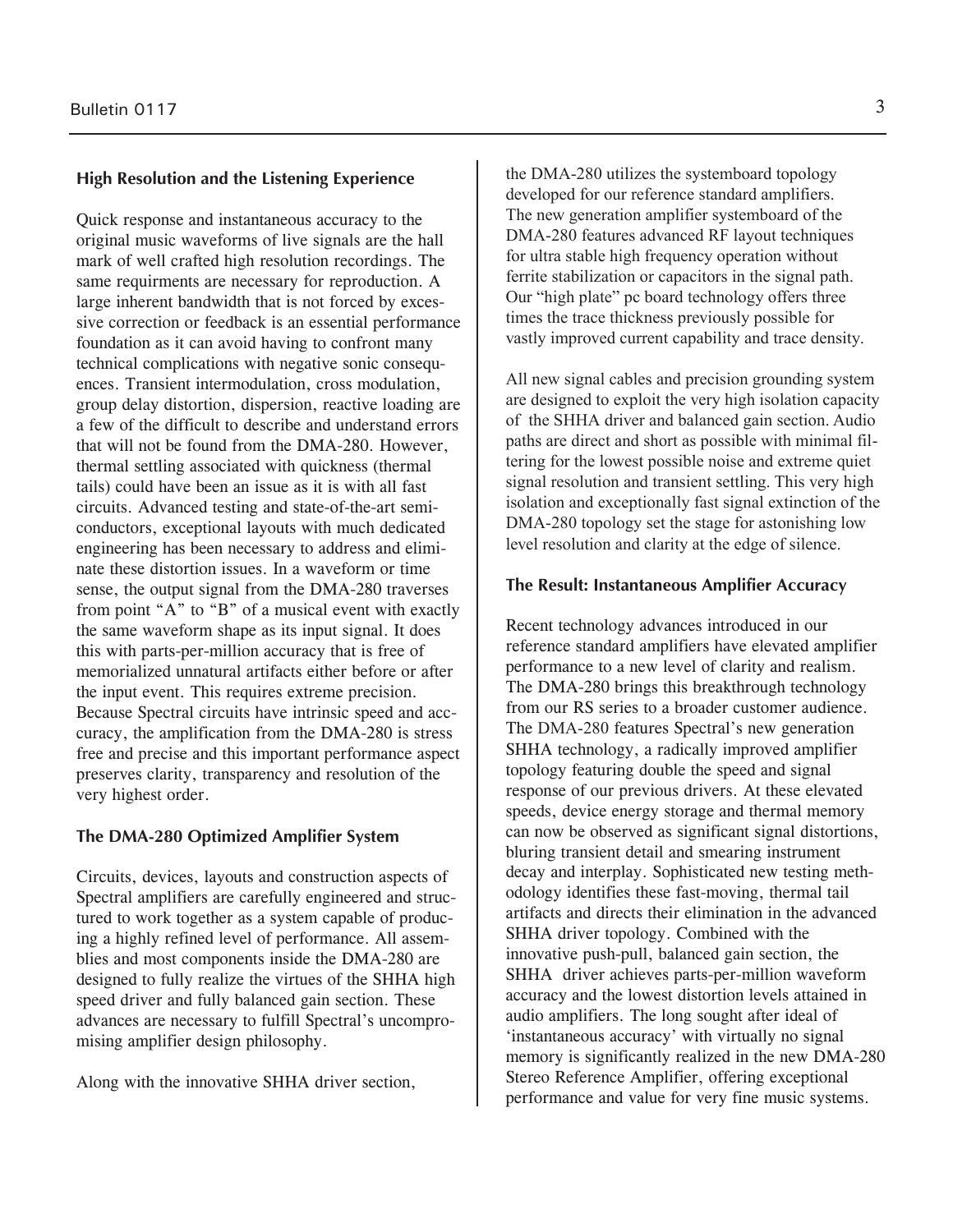## High Resolution and the Listening Experience

Quick response and instantaneous accuracy to the original music waveforms of live signals are the hall mark of well crafted high resolution recordings. The same requirments are necessary for reproduction. A large inherent bandwidth that is not forced by excessive correction or feedback is an essential performance foundation as it can avoid having to confront many technical complications with negative sonic consequences. Transient intermodulation, cross modulation, group delay distortion, dispersion, reactive loading are a few of the difficult to describe and understand errors that will not be found from the DMA-280. However, thermal settling associated with quickness (thermal tails) could have been an issue as it is with all fast circuits. Advanced testing and state-of-the-art semiconductors, exceptional layouts with much dedicated engineering has been necessary to address and eliminate these distortion issues. In a waveform or time sense, the output signal from the DMA-280 traverses from point "A" to "B" of a musical event with exactly the same waveform shape as its input signal. It does this with parts-per-million accuracy that is free of memorialized unnatural artifacts either before or after the input event. This requires extreme precision. Because Spectral circuits have intrinsic speed and acccuracy, the amplification from the DMA-280 is stress free and precise and this important performance aspect preserves clarity, transparency and resolution of the very highest order.

## The DMA-280 Optimized Amplifier System

Circuits, devices, layouts and construction aspects of Spectral amplifiers are carefully engineered and structured to work together as a system capable of producing a highly refined level of performance. All assemblies and most components inside the DMA-280 are designed to fully realize the virtues of the SHHA high speed driver and fully balanced gain section. These advances are necessary to fulfill Spectral's uncompromising amplifier design philosophy.

Along with the innovative SHHA driver section, the DMA-280 utilizes the systemboard topology developed for our reference standard amplifiers. The new generation amplifier systemboard of the DMA-280 features advanced RF layout techniques for ultra stable high frequency operation without ferrite stabilization or capacitors in the signal path. Our "high plate" pc board technology offers three times the trace thickness previously possible for vastly improved current capability and trace density.

All new signal cables and precision grounding system are designed to exploit the very high isolation capacity of the SHHA driver and balanced gain section. Audio paths are direct and short as possible with minimal filtering for the lowest possible noise and extreme quiet signal resolution and transient settling. This very high isolation and exceptionally fast signal extinction of the DMA-280 topology set the stage for astonishing low level resolution and clarity at the edge of silence.

## The Result: Instantaneous Amplifier Accuracy

Recent technology advances introduced in our reference standard amplifiers have elevated amplifier performance to a new level of clarity and realism. The DMA-280 brings this breakthrough technology from our RS series to a broader customer audience. The DMA-280 features Spectral's new generation SHHA technology, a radically improved amplifier topology featuring double the speed and signal response of our previous drivers. At these elevated speeds, device energy storage and thermal memory can now be observed as significant signal distortions, bluring transient detail and smearing instrument decay and interplay. Sophisticated new testing methodology identifies these fast-moving, thermal tail artifacts and directs their elimination in the advanced SHHA driver topology. Combined with the innovative push-pull, balanced gain section, the SHHA driver achieves parts-per-million waveform accuracy and the lowest distortion levels attained in audio amplifiers. The long sought after ideal of 'instantaneous accuracy' with virtually no signal memory is significantly realized in the new DMA-280 Stereo Reference Amplifier, offering exceptional performance and value for very fine music systems.